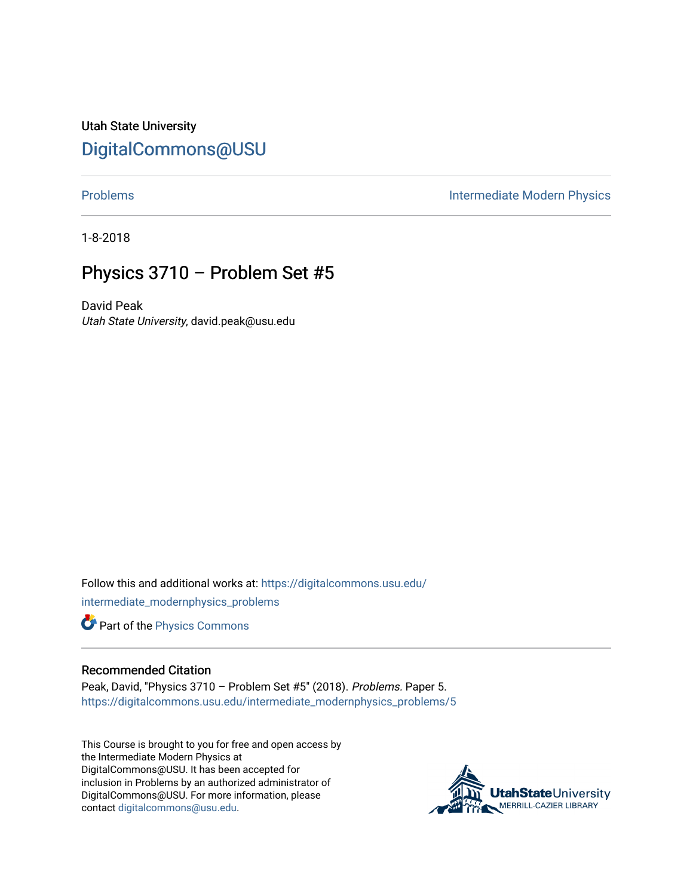Utah State University

# DigitalCommons@USU

Problems | Intermediate Modern Physics

1-8-2018

## Physics 3710 – Problem Set #5

David Peak
*Utah State University*, david.peak@usu.edu

Follow this and additional works at: https://digitalcommons.usu.edu/intermediate_modernphysics_problems

Part of the Physics Commons

### Recommended Citation

Peak, David, "Physics 3710 – Problem Set #5" (2018). *Problems.* Paper 5.
https://digitalcommons.usu.edu/intermediate_modernphysics_problems/5

This Course is brought to you for free and open access by the Intermediate Modern Physics at DigitalCommons@USU. It has been accepted for inclusion in Problems by an authorized administrator of DigitalCommons@USU. For more information, please contact digitalcommons@usu.edu.

UtahStateUniversity
MERRILL-CAZIER LIBRARY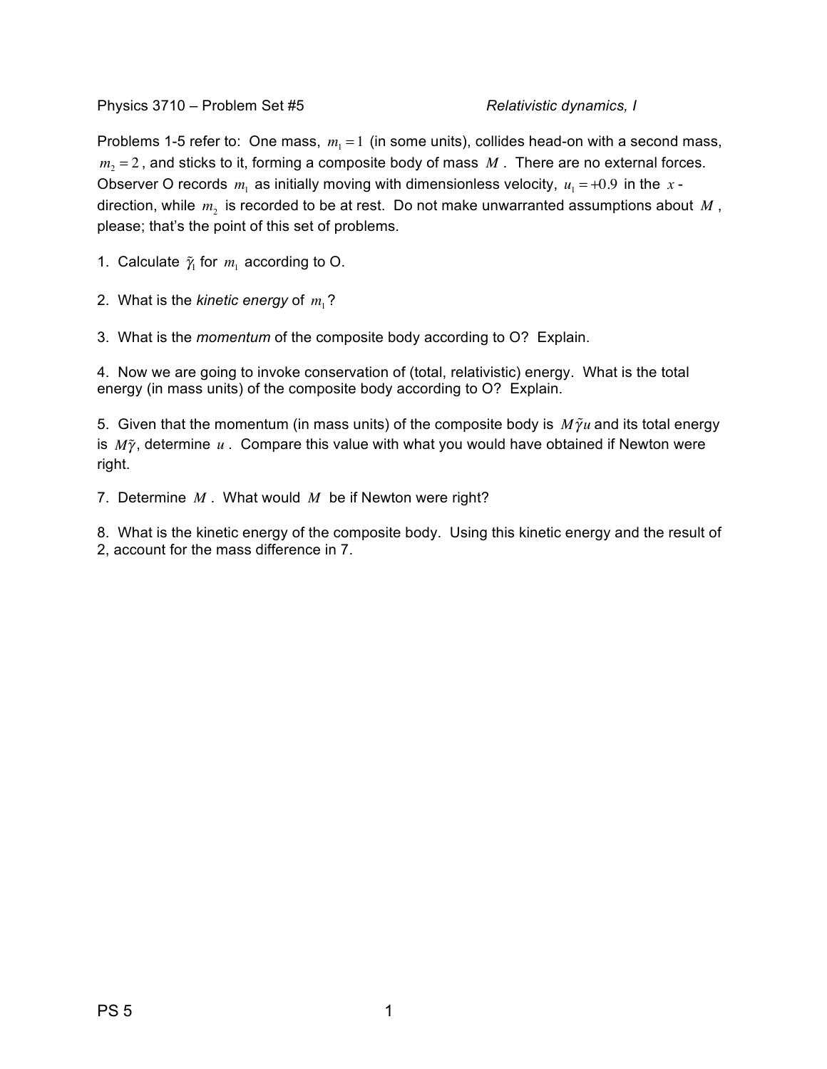Physics 3710 – Problem Set #5 *Relativistic dynamics, I*

Problems 1-5 refer to: One mass, $m_1 = 1$ (in some units), collides head-on with a second mass, $m_2 = 2$, and sticks to it, forming a composite body of mass $M$. There are no external forces. Observer O records $m_1$ as initially moving with dimensionless velocity, $u_1 = +0.9$ in the $x$-direction, while $m_2$ is recorded to be at rest. Do not make unwarranted assumptions about $M$, please; that's the point of this set of problems.

1. Calculate $\tilde{\gamma}_1$ for $m_1$ according to O.

2. What is the *kinetic energy* of $m_1$?

3. What is the *momentum* of the composite body according to O? Explain.

4. Now we are going to invoke conservation of (total, relativistic) energy. What is the total energy (in mass units) of the composite body according to O? Explain.

5. Given that the momentum (in mass units) of the composite body is $M\tilde{\gamma}u$ and its total energy is $M\tilde{\gamma}$, determine $u$. Compare this value with what you would have obtained if Newton were right.

7. Determine $M$. What would $M$ be if Newton were right?

8. What is the kinetic energy of the composite body. Using this kinetic energy and the result of 2, account for the mass difference in 7.